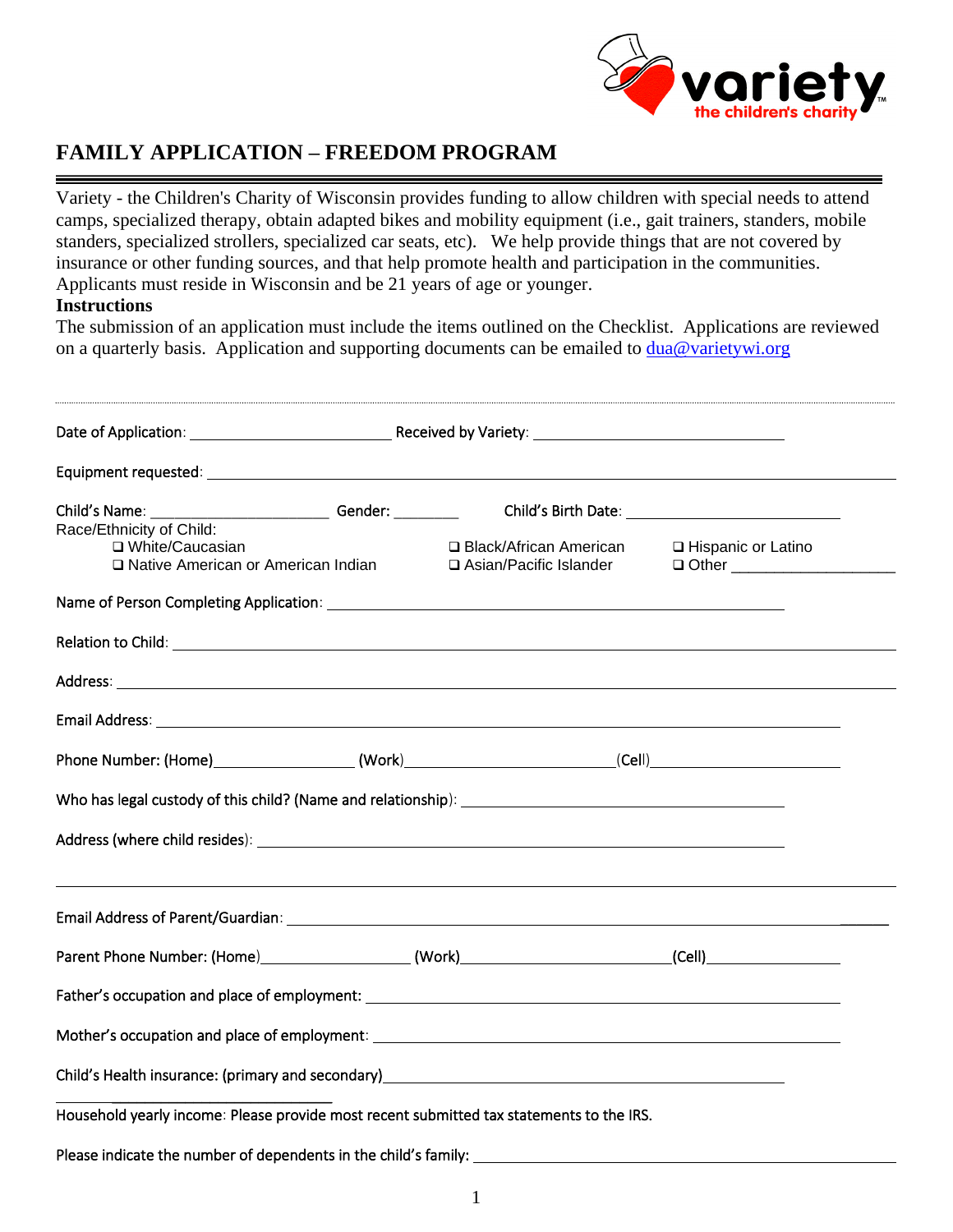variety the children's charity™

# FAMILY APPLICATION – FREEDOM PROGRAM

Variety - the Children's Charity of Wisconsin provides funding to allow children with special needs to attend camps, specialized therapy, obtain adapted bikes and mobility equipment (i.e., gait trainers, standers, mobile standers, specialized strollers, specialized car seats, etc). We help provide things that are not covered by insurance or other funding sources, and that help promote health and participation in the communities. Applicants must reside in Wisconsin and be 21 years of age or younger.

**Instructions**

The submission of an application must include the items outlined on the Checklist. Applications are reviewed on a quarterly basis. Application and supporting documents can be emailed to dua@varietywi.org

---

Date of Application: ________________________ Received by Variety: ______________________________

Equipment requested: ____________________________________________________________________

Child's Name: _____________________ Gender: ________ Child's Birth Date: _________________________

Race/Ethnicity of Child:

- ❑ White/Caucasian
- ❑ Black/African American
- ❑ Hispanic or Latino
- ❑ Native American or American Indian
- ❑ Asian/Pacific Islander
- ❑ Other ___________________

Name of Person Completing Application: ______________________________________________________

Relation to Child: ________________________________________________________________________

Address: _______________________________________________________________________________

Email Address: __________________________________________________________________________

Phone Number: (Home)_________________ (Work)_________________________(Cell)________________________

Who has legal custody of this child? (Name and relationship): ______________________________________

Address (where child resides): _______________________________________________________________

_______________________________________________________________________________________

Email Address of Parent/Guardian: __________________________________________________________

Parent Phone Number: (Home)__________________ (Work)_________________________(Cell)_________________

Father's occupation and place of employment: ___________________________________________________

Mother's occupation and place of employment: __________________________________________________

Child's Health insurance: (primary and secondary)_________________________________________________

_____________________________

Household yearly income: Please provide most recent submitted tax statements to the IRS.

Please indicate the number of dependents in the child's family: ______________________________________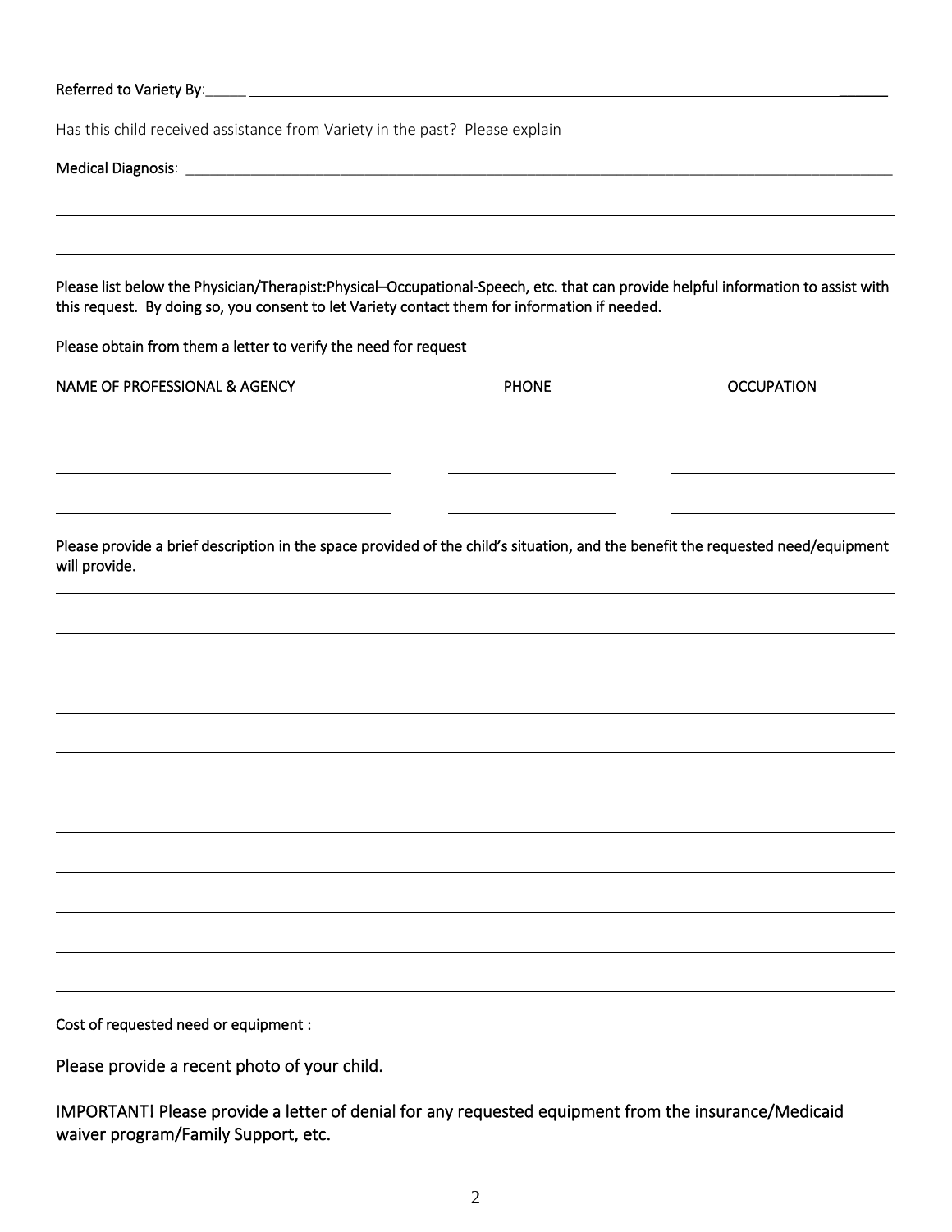Referred to Variety By:_____ ________________________________________________________________________________

Has this child received assistance from Variety in the past? Please explain

Medical Diagnosis: ______________________________________________________________________________________

_____________________________________________________________________________________________________

_____________________________________________________________________________________________________

Please list below the Physician/Therapist:Physical–Occupational-Speech, etc. that can provide helpful information to assist with this request. By doing so, you consent to let Variety contact them for information if needed.

Please obtain from them a letter to verify the need for request

| NAME OF PROFESSIONAL & AGENCY | PHONE | OCCUPATION |
|---|---|---|
| | | |
| | | |
| | | |

Please provide a <u>brief description in the space provided</u> of the child's situation, and the benefit the requested need/equipment will provide.

_____________________________________________________________________________________________________

_____________________________________________________________________________________________________

_____________________________________________________________________________________________________

_____________________________________________________________________________________________________

_____________________________________________________________________________________________________

_____________________________________________________________________________________________________

_____________________________________________________________________________________________________

_____________________________________________________________________________________________________

_____________________________________________________________________________________________________

_____________________________________________________________________________________________________

_____________________________________________________________________________________________________

Cost of requested need or equipment :__________________________________________________________________

Please provide a recent photo of your child.

IMPORTANT! Please provide a letter of denial for any requested equipment from the insurance/Medicaid waiver program/Family Support, etc.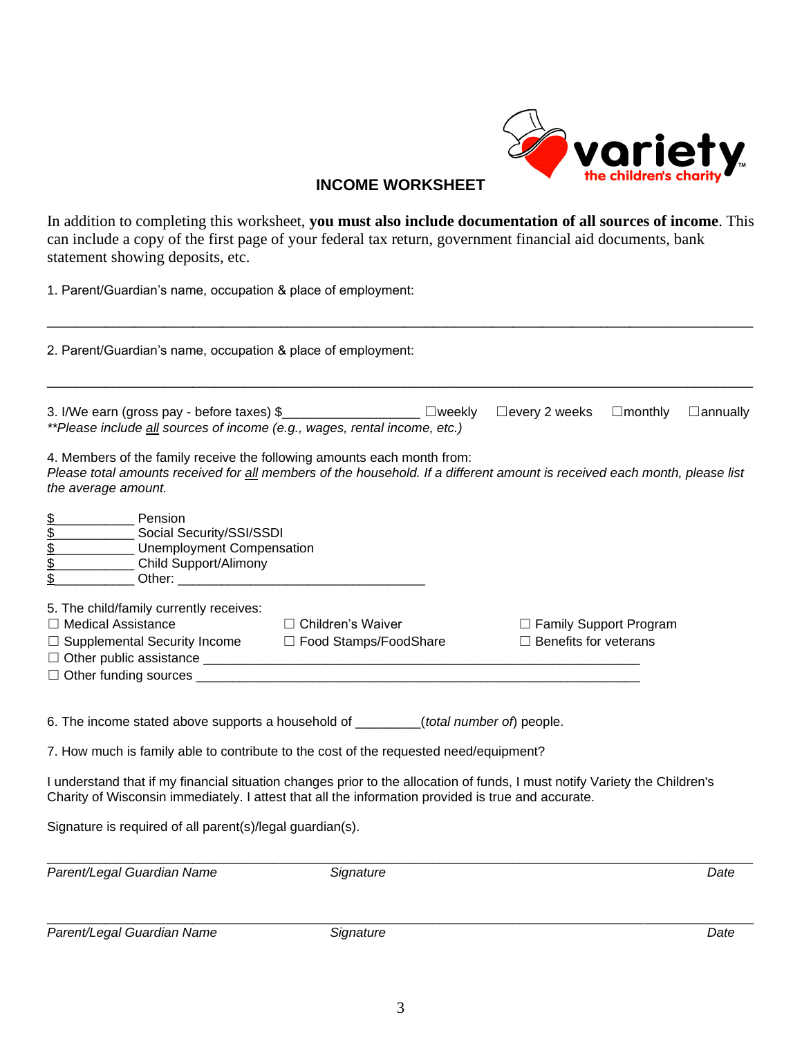## INCOME WORKSHEET

In addition to completing this worksheet, **you must also include documentation of all sources of income**. This can include a copy of the first page of your federal tax return, government financial aid documents, bank statement showing deposits, etc.

1. Parent/Guardian's name, occupation & place of employment:

___________________________________________________________________________________________

2. Parent/Guardian's name, occupation & place of employment:

___________________________________________________________________________________________

3. I/We earn (gross pay - before taxes) $__________________ ☐weekly ☐every 2 weeks ☐monthly ☐annually
*\*\*Please include all sources of income (e.g., wages, rental income, etc.)*

4. Members of the family receive the following amounts each month from:
*Please total amounts received for all members of the household. If a different amount is received each month, please list the average amount.*

$___________ Pension
$___________ Social Security/SSI/SSDI
$___________ Unemployment Compensation
$___________ Child Support/Alimony
$___________ Other: _________________________________

5. The child/family currently receives:

☐ Medical Assistance
☐ Children's Waiver
☐ Family Support Program
☐ Supplemental Security Income
☐ Food Stamps/FoodShare
☐ Benefits for veterans
☐ Other public assistance ____________________________________________________________
☐ Other funding sources _____________________________________________________________

6. The income stated above supports a household of _________(*total number of*) people.

7. How much is family able to contribute to the cost of the requested need/equipment?

I understand that if my financial situation changes prior to the allocation of funds, I must notify Variety the Children's Charity of Wisconsin immediately. I attest that all the information provided is true and accurate.

Signature is required of all parent(s)/legal guardian(s).

___________________________________________________________________________________________
*Parent/Legal Guardian Name* *Signature* *Date*

___________________________________________________________________________________________
*Parent/Legal Guardian Name* *Signature* *Date*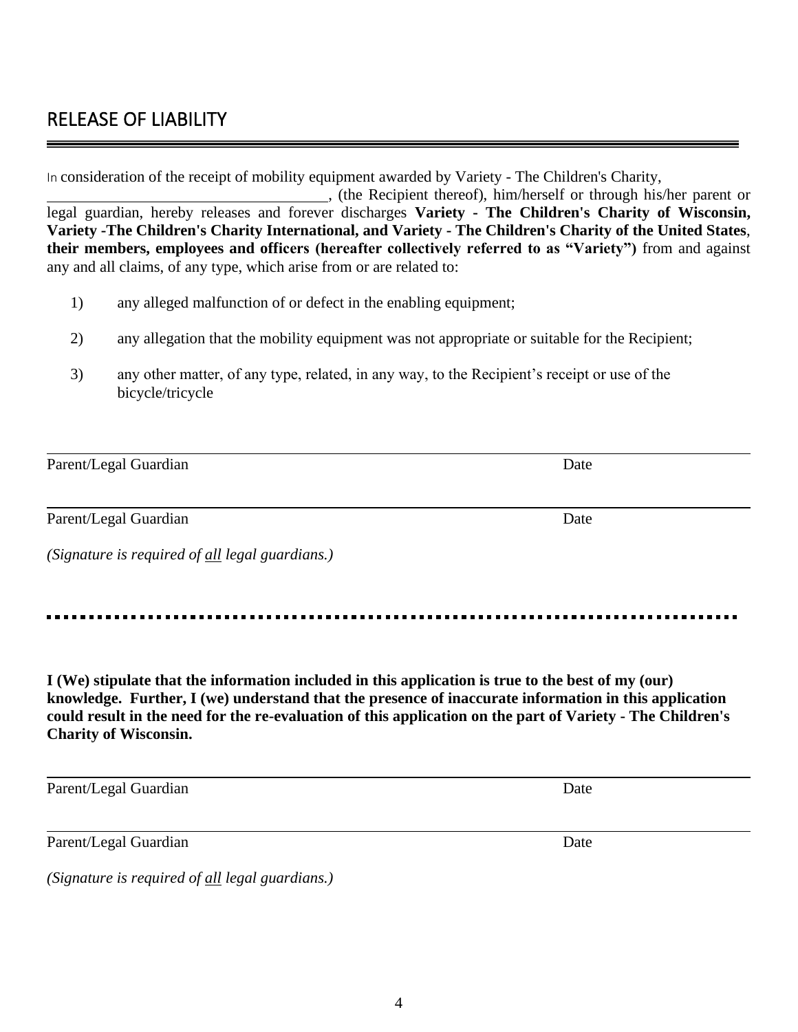## RELEASE OF LIABILITY

In consideration of the receipt of mobility equipment awarded by Variety - The Children's Charity, ____________________________________, (the Recipient thereof), him/herself or through his/her parent or legal guardian, hereby releases and forever discharges **Variety - The Children's Charity of Wisconsin, Variety -The Children's Charity International, and Variety - The Children's Charity of the United States**, **their members, employees and officers (hereafter collectively referred to as "Variety")** from and against any and all claims, of any type, which arise from or are related to:

1) any alleged malfunction of or defect in the enabling equipment;

2) any allegation that the mobility equipment was not appropriate or suitable for the Recipient;

3) any other matter, of any type, related, in any way, to the Recipient's receipt or use of the bicycle/tricycle

______________________________________________________________________________

Parent/Legal Guardian Date

______________________________________________________________________________

Parent/Legal Guardian Date

*(Signature is required of all legal guardians.)*

---

**I (We) stipulate that the information included in this application is true to the best of my (our) knowledge. Further, I (we) understand that the presence of inaccurate information in this application could result in the need for the re-evaluation of this application on the part of Variety - The Children's Charity of Wisconsin.**

______________________________________________________________________________

Parent/Legal Guardian Date

______________________________________________________________________________

Parent/Legal Guardian Date

*(Signature is required of all legal guardians.)*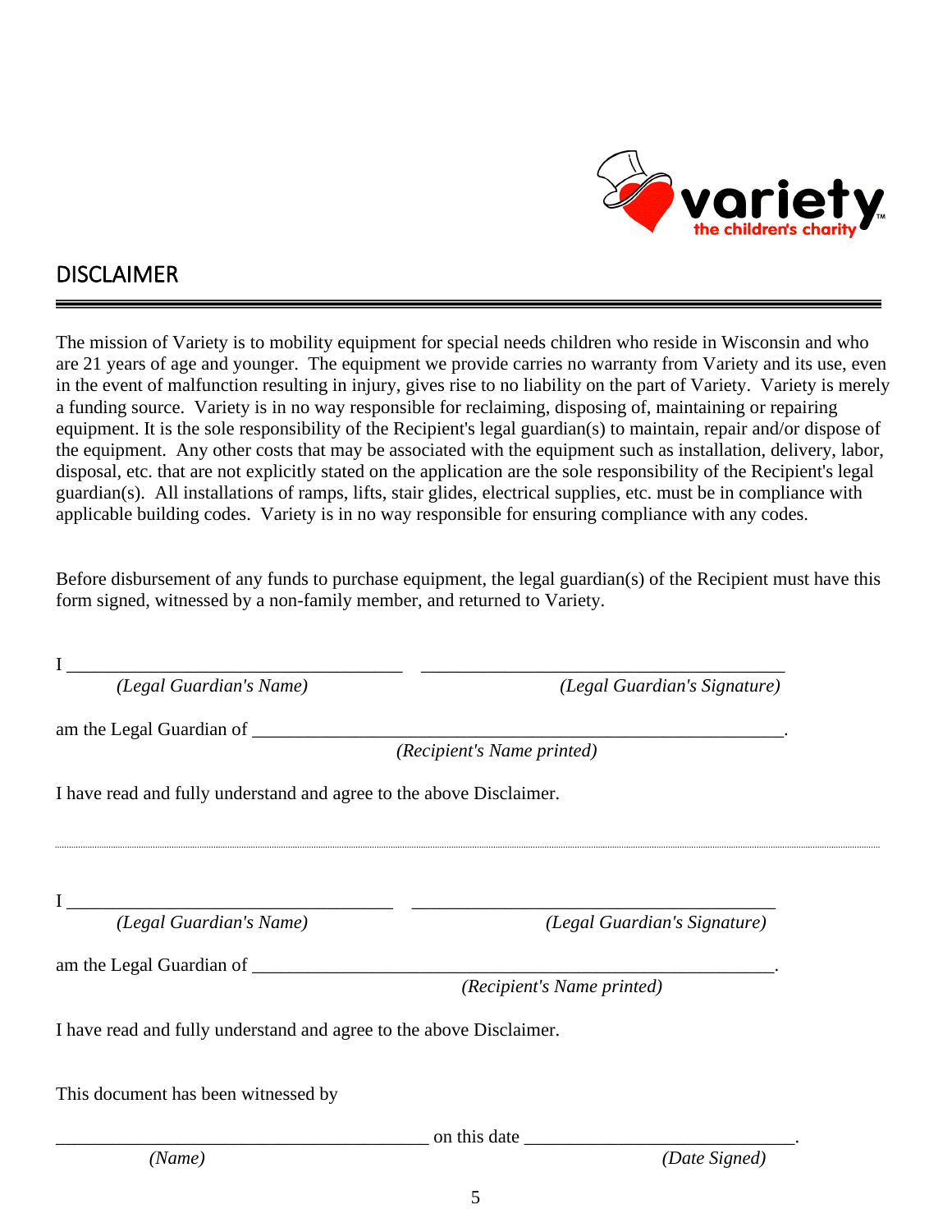## DISCLAIMER

The mission of Variety is to mobility equipment for special needs children who reside in Wisconsin and who are 21 years of age and younger. The equipment we provide carries no warranty from Variety and its use, even in the event of malfunction resulting in injury, gives rise to no liability on the part of Variety. Variety is merely a funding source. Variety is in no way responsible for reclaiming, disposing of, maintaining or repairing equipment. It is the sole responsibility of the Recipient's legal guardian(s) to maintain, repair and/or dispose of the equipment. Any other costs that may be associated with the equipment such as installation, delivery, labor, disposal, etc. that are not explicitly stated on the application are the sole responsibility of the Recipient's legal guardian(s). All installations of ramps, lifts, stair glides, electrical supplies, etc. must be in compliance with applicable building codes. Variety is in no way responsible for ensuring compliance with any codes.

Before disbursement of any funds to purchase equipment, the legal guardian(s) of the Recipient must have this form signed, witnessed by a non-family member, and returned to Variety.

I ____________________________________ ________________________________________
*(Legal Guardian's Name)* *(Legal Guardian's Signature)*

am the Legal Guardian of ___________________________________________________________.
*(Recipient's Name printed)*

I have read and fully understand and agree to the above Disclaimer.

---

I ____________________________________ ________________________________________
*(Legal Guardian's Name)* *(Legal Guardian's Signature)*

am the Legal Guardian of ___________________________________________________________.
*(Recipient's Name printed)*

I have read and fully understand and agree to the above Disclaimer.

This document has been witnessed by

_________________________________________ on this date ____________________________.
*(Name)* *(Date Signed)*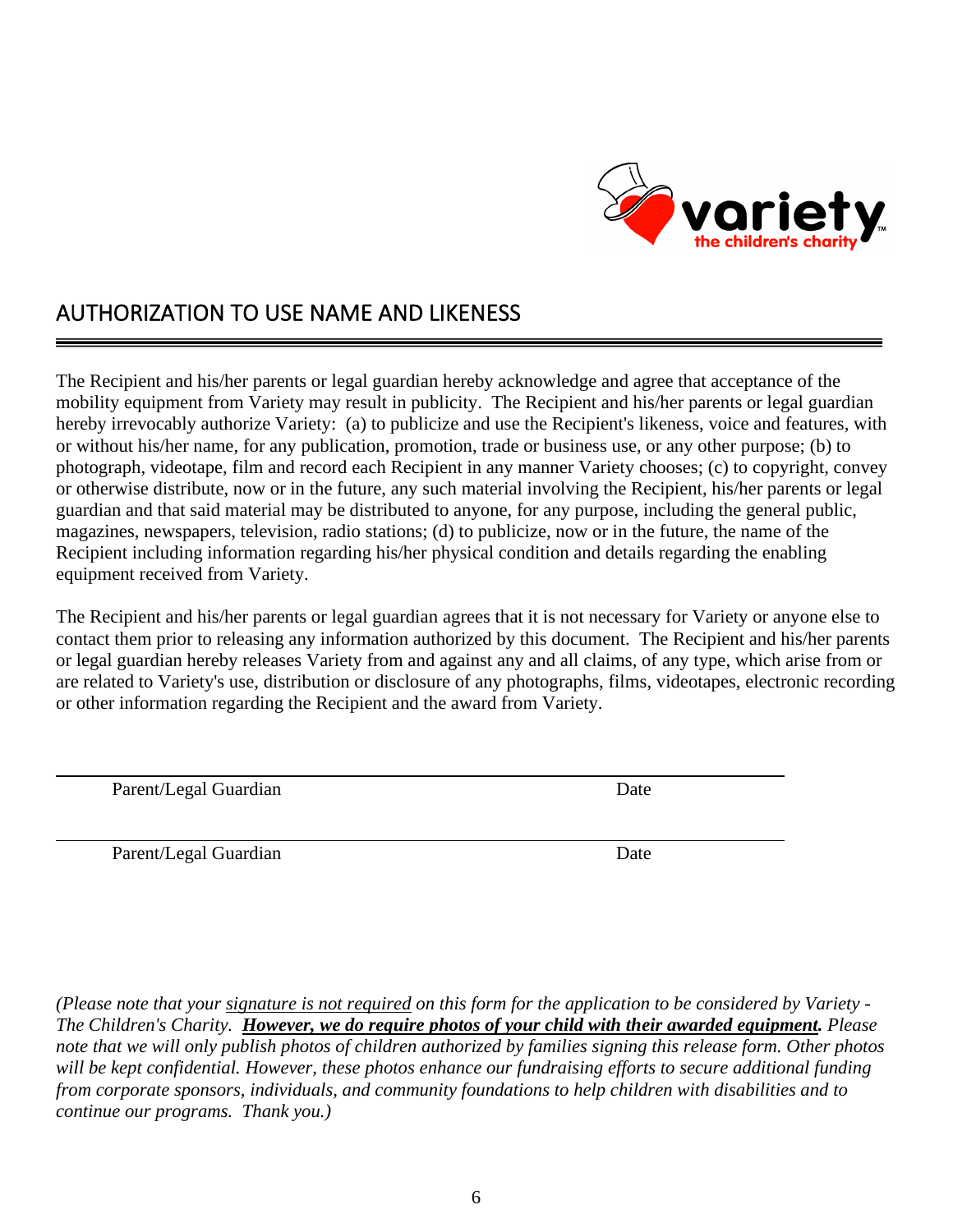## AUTHORIZATION TO USE NAME AND LIKENESS

The Recipient and his/her parents or legal guardian hereby acknowledge and agree that acceptance of the mobility equipment from Variety may result in publicity. The Recipient and his/her parents or legal guardian hereby irrevocably authorize Variety: (a) to publicize and use the Recipient's likeness, voice and features, with or without his/her name, for any publication, promotion, trade or business use, or any other purpose; (b) to photograph, videotape, film and record each Recipient in any manner Variety chooses; (c) to copyright, convey or otherwise distribute, now or in the future, any such material involving the Recipient, his/her parents or legal guardian and that said material may be distributed to anyone, for any purpose, including the general public, magazines, newspapers, television, radio stations; (d) to publicize, now or in the future, the name of the Recipient including information regarding his/her physical condition and details regarding the enabling equipment received from Variety.

The Recipient and his/her parents or legal guardian agrees that it is not necessary for Variety or anyone else to contact them prior to releasing any information authorized by this document. The Recipient and his/her parents or legal guardian hereby releases Variety from and against any and all claims, of any type, which arise from or are related to Variety's use, distribution or disclosure of any photographs, films, videotapes, electronic recording or other information regarding the Recipient and the award from Variety.

______________________________________________

Parent/Legal Guardian Date

______________________________________________

Parent/Legal Guardian Date

*(Please note that your signature is not required on this form for the application to be considered by Variety - The Children's Charity.* ***However, we do require photos of your child with their awarded equipment.*** *Please note that we will only publish photos of children authorized by families signing this release form. Other photos will be kept confidential. However, these photos enhance our fundraising efforts to secure additional funding from corporate sponsors, individuals, and community foundations to help children with disabilities and to continue our programs. Thank you.)*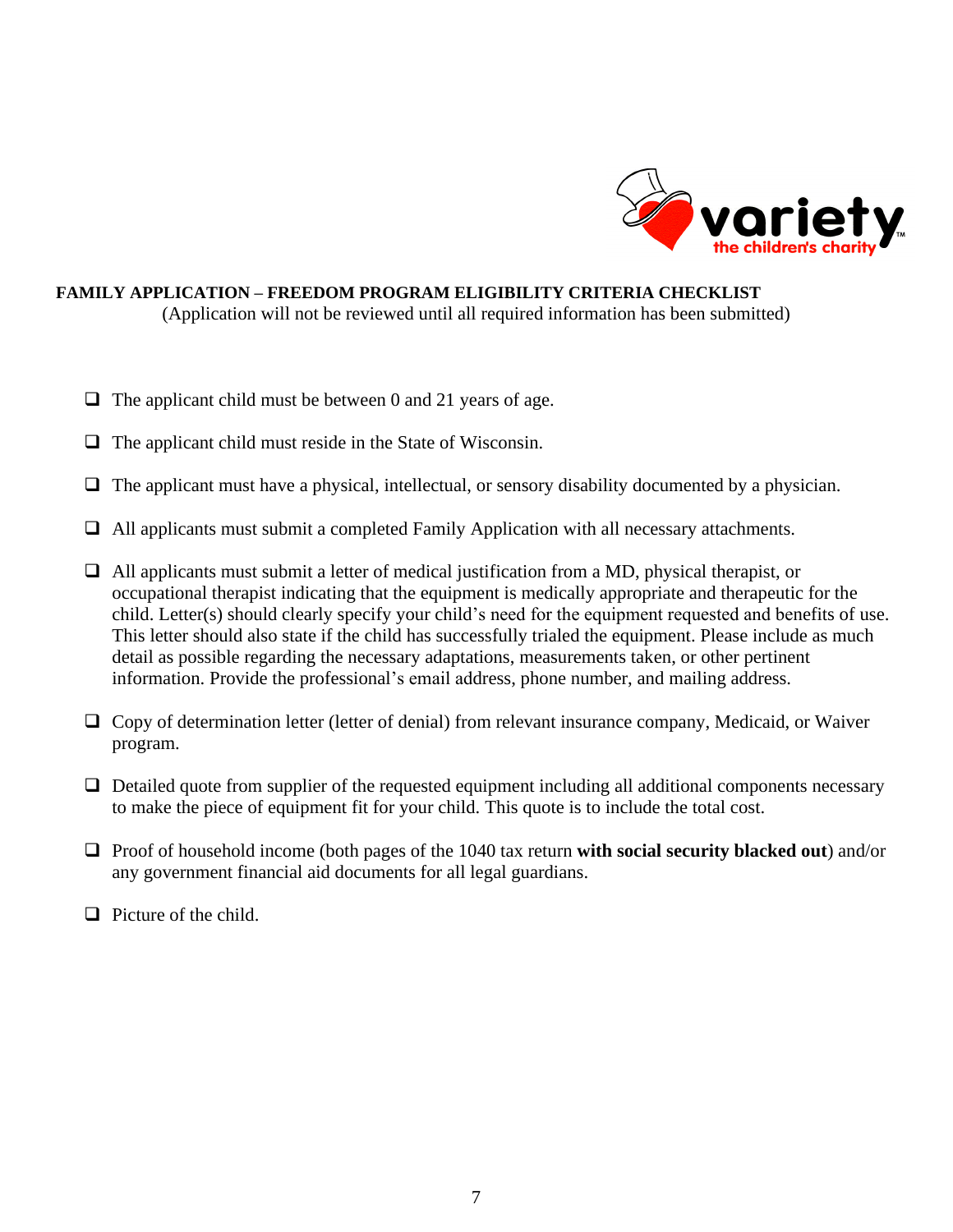**FAMILY APPLICATION – FREEDOM PROGRAM ELIGIBILITY CRITERIA CHECKLIST**

(Application will not be reviewed until all required information has been submitted)

- [ ] The applicant child must be between 0 and 21 years of age.
- [ ] The applicant child must reside in the State of Wisconsin.
- [ ] The applicant must have a physical, intellectual, or sensory disability documented by a physician.
- [ ] All applicants must submit a completed Family Application with all necessary attachments.
- [ ] All applicants must submit a letter of medical justification from a MD, physical therapist, or occupational therapist indicating that the equipment is medically appropriate and therapeutic for the child. Letter(s) should clearly specify your child's need for the equipment requested and benefits of use. This letter should also state if the child has successfully trialed the equipment. Please include as much detail as possible regarding the necessary adaptations, measurements taken, or other pertinent information. Provide the professional's email address, phone number, and mailing address.
- [ ] Copy of determination letter (letter of denial) from relevant insurance company, Medicaid, or Waiver program.
- [ ] Detailed quote from supplier of the requested equipment including all additional components necessary to make the piece of equipment fit for your child. This quote is to include the total cost.
- [ ] Proof of household income (both pages of the 1040 tax return **with social security blacked out**) and/or any government financial aid documents for all legal guardians.
- [ ] Picture of the child.